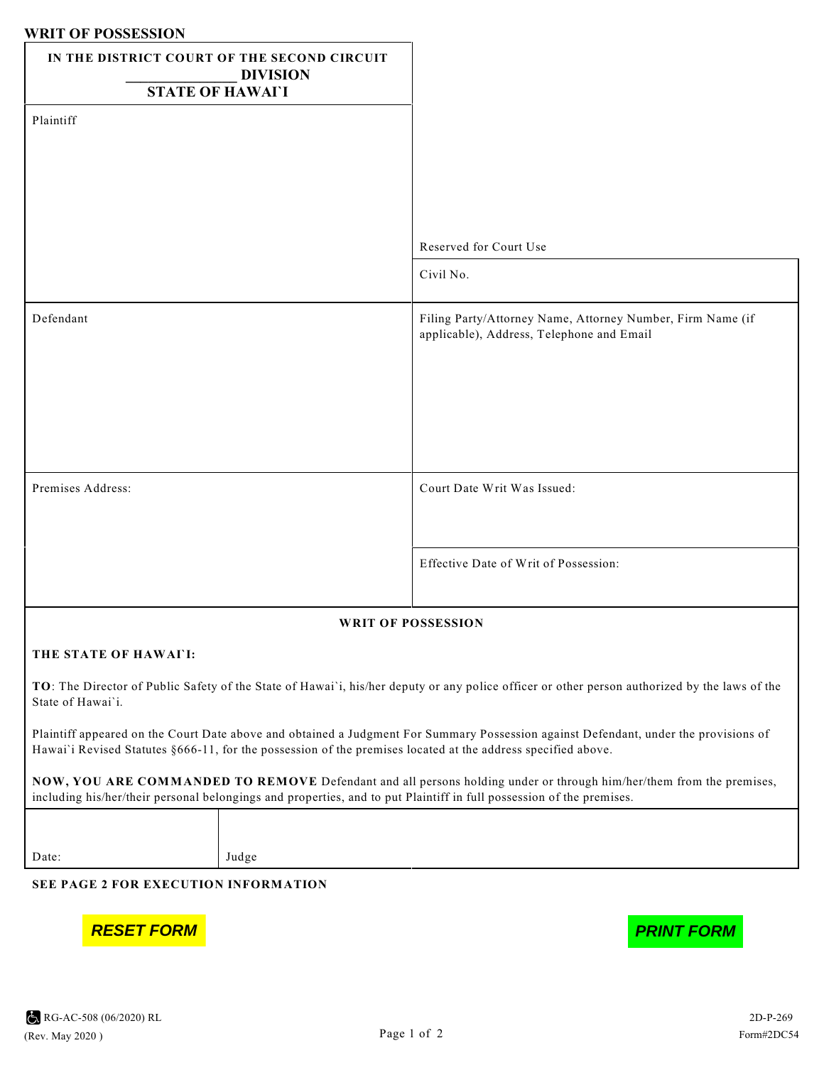**WRIT OF POSSESSION**

| IN THE DISTRICT COURT OF THE SECOND CIRCUIT<br>_______________ DIVISION<br>STATE OF HAWAI`I | |
|---|---|
| Plaintiff | Reserved for Court Use |
| | Civil No. |
| Defendant | Filing Party/Attorney Name, Attorney Number, Firm Name (if applicable), Address, Telephone and Email |
| Premises Address: | Court Date Writ Was Issued: |
| | Effective Date of Writ of Possession: |

**WRIT OF POSSESSION**

**THE STATE OF HAWAI`I:**

**TO**: The Director of Public Safety of the State of Hawai`i, his/her deputy or any police officer or other person authorized by the laws of the State of Hawai`i.

Plaintiff appeared on the Court Date above and obtained a Judgment For Summary Possession against Defendant, under the provisions of Hawai`i Revised Statutes §666-11, for the possession of the premises located at the address specified above.

**NOW, YOU ARE COMMANDED TO REMOVE** Defendant and all persons holding under or through him/her/them from the premises, including his/her/their personal belongings and properties, and to put Plaintiff in full possession of the premises.

| Date: | Judge |
|---|---|

**SEE PAGE 2 FOR EXECUTION INFORMATION**

RESET FORM

PRINT FORM

RG-AC-508 (06/2020) RL
(Rev. May 2020 )

2D-P-269
Form#2DC54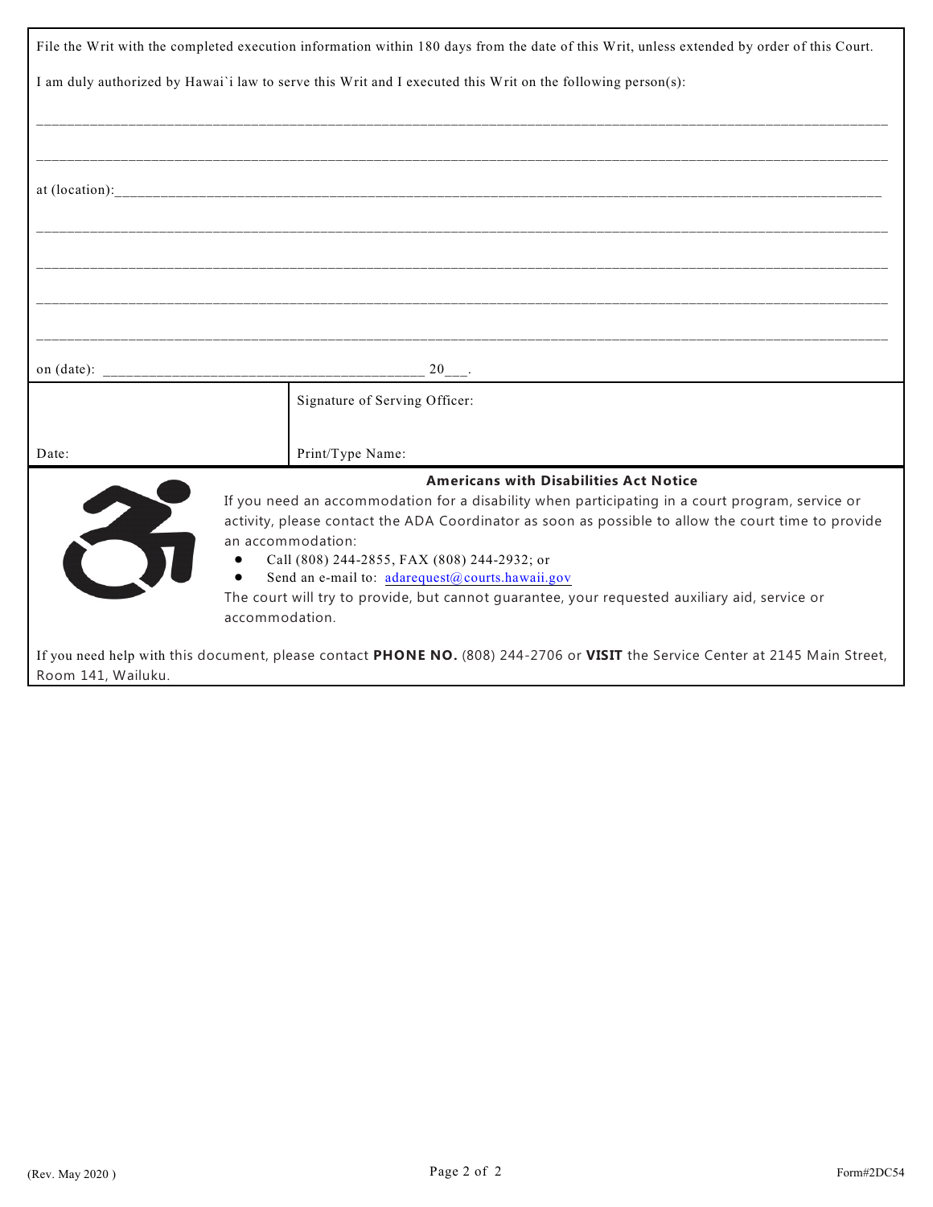File the Writ with the completed execution information within 180 days from the date of this Writ, unless extended by order of this Court.

I am duly authorized by Hawai`i law to serve this Writ and I executed this Writ on the following person(s):

______________________________________________________________________________________________

______________________________________________________________________________________________

at (location):__________________________________________________________________________________

______________________________________________________________________________________________

______________________________________________________________________________________________

______________________________________________________________________________________________

______________________________________________________________________________________________

on (date): ________________________________________ 20___.

| | |
|---|---|
| Date: | Signature of Serving Officer:<br><br>Print/Type Name: |

**Americans with Disabilities Act Notice**

If you need an accommodation for a disability when participating in a court program, service or activity, please contact the ADA Coordinator as soon as possible to allow the court time to provide an accommodation:

- Call (808) 244-2855, FAX (808) 244-2932; or
- Send an e-mail to: adarequest@courts.hawaii.gov

The court will try to provide, but cannot guarantee, your requested auxiliary aid, service or accommodation.

If you need help with this document, please contact **PHONE NO.** (808) 244-2706 or **VISIT** the Service Center at 2145 Main Street, Room 141, Wailuku.

(Rev. May 2020 ) Form#2DC54